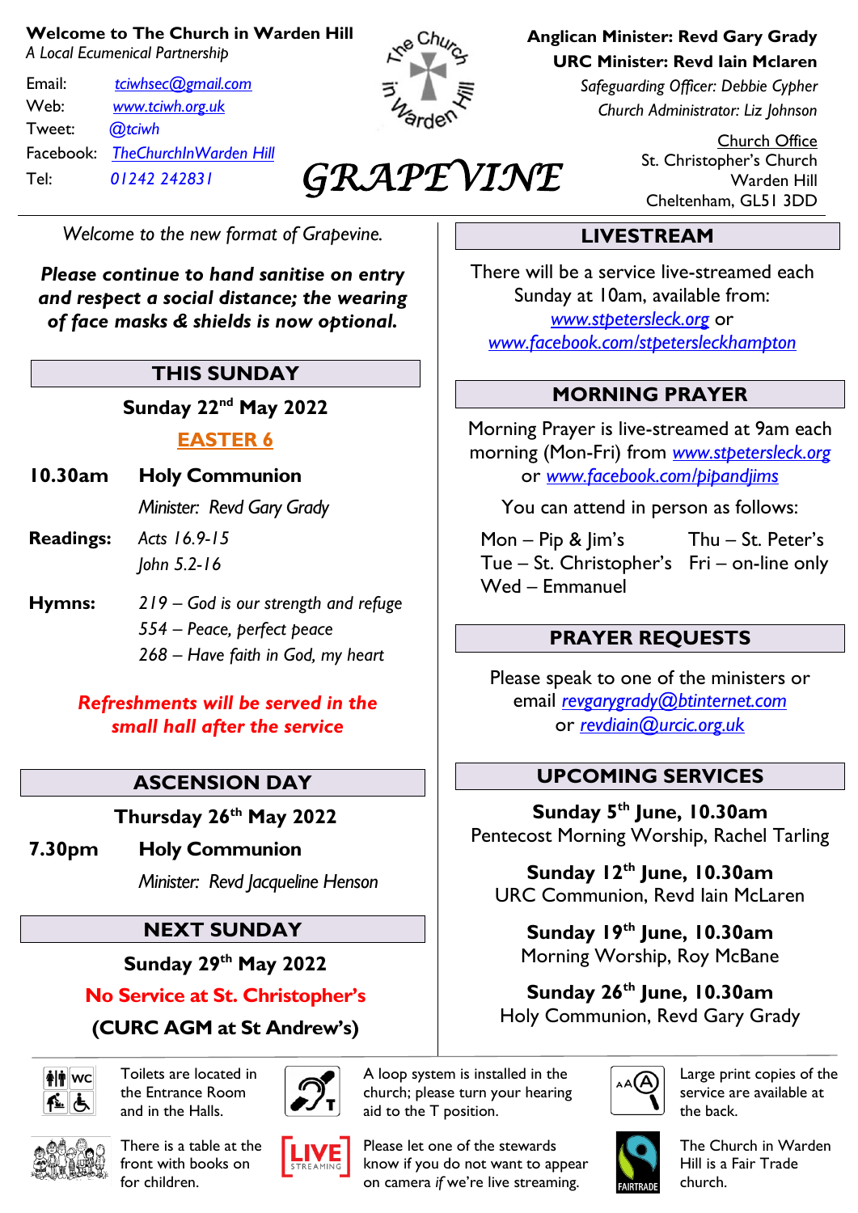**Welcome to The Church in Warden Hill**
*A Local Ecumenical Partnership*

Email: *tciwhsec@gmail.com*
Web: *www.tciwh.org.uk*
Tweet: *@tciwh*
Facebook: *TheChurchInWarden Hill*
Tel: *01242 242831*

# GRAPEVINE

**Anglican Minister: Revd Gary Grady**
**URC Minister: Revd Iain Mclaren**
*Safeguarding Officer: Debbie Cypher*
*Church Administrator: Liz Johnson*

Church Office
St. Christopher's Church
Warden Hill
Cheltenham, GL51 3DD

*Welcome to the new format of Grapevine.*

***Please continue to hand sanitise on entry and respect a social distance; the wearing of face masks & shields is now optional.***

## THIS SUNDAY

**Sunday 22nd May 2022**

**EASTER 6**

**10.30am** **Holy Communion**
*Minister: Revd Gary Grady*

**Readings:** *Acts 16.9-15*
*John 5.2-16*

**Hymns:** *219 – God is our strength and refuge*
*554 – Peace, perfect peace*
*268 – Have faith in God, my heart*

***Refreshments will be served in the small hall after the service***

## ASCENSION DAY

**Thursday 26th May 2022**

**7.30pm** **Holy Communion**
*Minister: Revd Jacqueline Henson*

## NEXT SUNDAY

**Sunday 29th May 2022**

**No Service at St. Christopher's**

**(CURC AGM at St Andrew's)**

## LIVESTREAM

There will be a service live-streamed each Sunday at 10am, available from: *www.stpetersleck.org* or *www.facebook.com/stpetersleckhampton*

## MORNING PRAYER

Morning Prayer is live-streamed at 9am each morning (Mon-Fri) from *www.stpetersleck.org* or *www.facebook.com/pipandjims*

You can attend in person as follows:

- Mon – Pip & Jim's
- Tue – St. Christopher's
- Wed – Emmanuel
- Thu – St. Peter's
- Fri – on-line only

## PRAYER REQUESTS

Please speak to one of the ministers or email *revgarygrady@btinternet.com* or *revdiain@urcic.org.uk*

## UPCOMING SERVICES

**Sunday 5th June, 10.30am**
Pentecost Morning Worship, Rachel Tarling

**Sunday 12th June, 10.30am**
URC Communion, Revd Iain McLaren

**Sunday 19th June, 10.30am**
Morning Worship, Roy McBane

**Sunday 26th June, 10.30am**
Holy Communion, Revd Gary Grady

Toilets are located in the Entrance Room and in the Halls.

A loop system is installed in the church; please turn your hearing aid to the T position.

Large print copies of the service are available at the back.

There is a table at the front with books on for children.

Please let one of the stewards know if you do not want to appear on camera *if* we're live streaming.

The Church in Warden Hill is a Fair Trade church.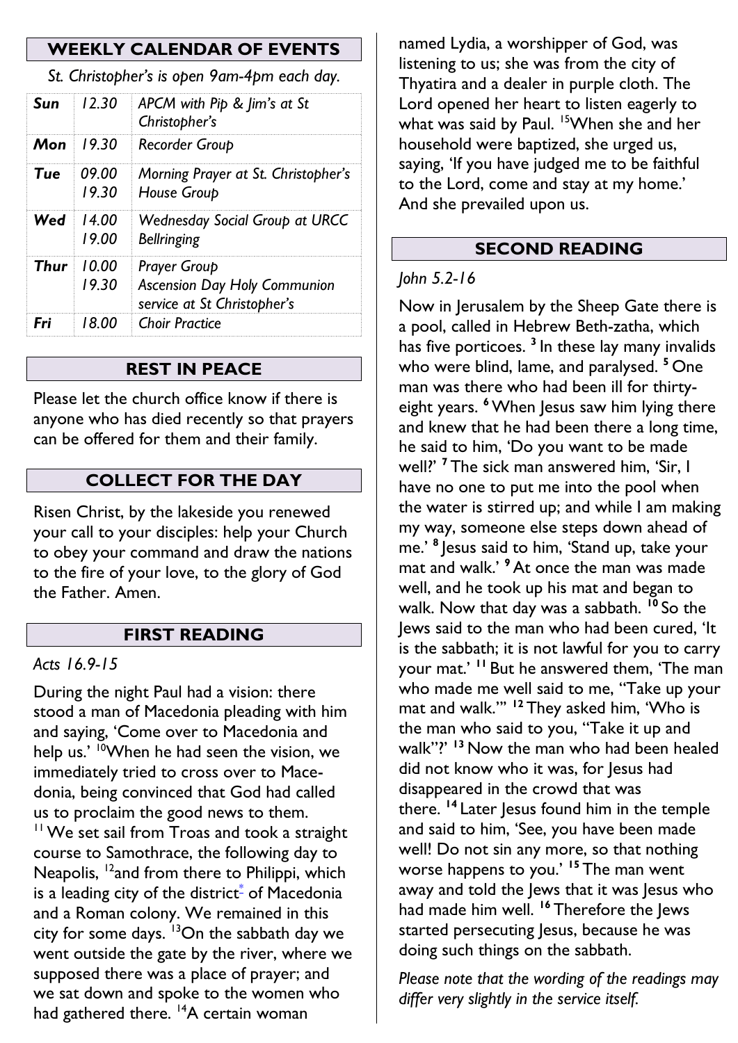## WEEKLY CALENDAR OF EVENTS

*St. Christopher's is open 9am-4pm each day.*

| | | |
|---|---|---|
| ***Sun*** | *12.30* | *APCM with Pip & Jim's at St Christopher's* |
| ***Mon*** | *19.30* | *Recorder Group* |
| ***Tue*** | *09.00*<br>*19.30* | *Morning Prayer at St. Christopher's*<br>*House Group* |
| ***Wed*** | *14.00*<br>*19.00* | *Wednesday Social Group at URCC*<br>*Bellringing* |
| ***Thur*** | *10.00*<br>*19.30* | *Prayer Group*<br>*Ascension Day Holy Communion service at St Christopher's* |
| ***Fri*** | *18.00* | *Choir Practice* |

## REST IN PEACE

Please let the church office know if there is anyone who has died recently so that prayers can be offered for them and their family.

## COLLECT FOR THE DAY

Risen Christ, by the lakeside you renewed your call to your disciples: help your Church to obey your command and draw the nations to the fire of your love, to the glory of God the Father. Amen.

## FIRST READING

*Acts 16.9-15*

During the night Paul had a vision: there stood a man of Macedonia pleading with him and saying, 'Come over to Macedonia and help us.' [10]When he had seen the vision, we immediately tried to cross over to Macedonia, being convinced that God had called us to proclaim the good news to them. [11] We set sail from Troas and took a straight course to Samothrace, the following day to Neapolis, [12]and from there to Philippi, which is a leading city of the district* of Macedonia and a Roman colony. We remained in this city for some days. [13]On the sabbath day we went outside the gate by the river, where we supposed there was a place of prayer; and we sat down and spoke to the women who had gathered there. [14]A certain woman named Lydia, a worshipper of God, was listening to us; she was from the city of Thyatira and a dealer in purple cloth. The Lord opened her heart to listen eagerly to what was said by Paul. [15]When she and her household were baptized, she urged us, saying, 'If you have judged me to be faithful to the Lord, come and stay at my home.' And she prevailed upon us.

## SECOND READING

*John 5.2-16*

Now in Jerusalem by the Sheep Gate there is a pool, called in Hebrew Beth-zatha, which has five porticoes. **[3]** In these lay many invalids who were blind, lame, and paralysed. **[5]** One man was there who had been ill for thirty-eight years. **[6]** When Jesus saw him lying there and knew that he had been there a long time, he said to him, 'Do you want to be made well?' **[7]** The sick man answered him, 'Sir, I have no one to put me into the pool when the water is stirred up; and while I am making my way, someone else steps down ahead of me.' **[8]** Jesus said to him, 'Stand up, take your mat and walk.' **[9]** At once the man was made well, and he took up his mat and began to walk. Now that day was a sabbath. **[10]** So the Jews said to the man who had been cured, 'It is the sabbath; it is not lawful for you to carry your mat.' **[11]** But he answered them, 'The man who made me well said to me, "Take up your mat and walk."' **[12]** They asked him, 'Who is the man who said to you, "Take it up and walk"?' **[13]** Now the man who had been healed did not know who it was, for Jesus had disappeared in the crowd that was there. **[14]** Later Jesus found him in the temple and said to him, 'See, you have been made well! Do not sin any more, so that nothing worse happens to you.' **[15]** The man went away and told the Jews that it was Jesus who had made him well. **[16]** Therefore the Jews started persecuting Jesus, because he was doing such things on the sabbath.

*Please note that the wording of the readings may differ very slightly in the service itself.*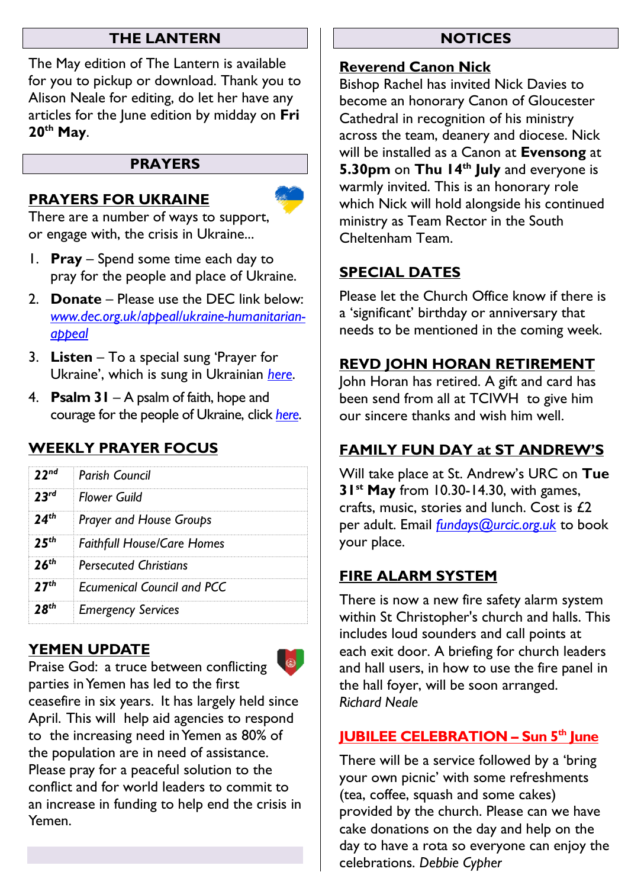## THE LANTERN

The May edition of The Lantern is available for you to pickup or download. Thank you to Alison Neale for editing, do let her have any articles for the June edition by midday on **Fri 20th May**.

## PRAYERS

### PRAYERS FOR UKRAINE

There are a number of ways to support, or engage with, the crisis in Ukraine...

1. **Pray** – Spend some time each day to pray for the people and place of Ukraine.
2. **Donate** – Please use the DEC link below: *www.dec.org.uk/appeal/ukraine-humanitarian-appeal*
3. **Listen** – To a special sung 'Prayer for Ukraine', which is sung in Ukrainian *here*.
4. **Psalm 31** – A psalm of faith, hope and courage for the people of Ukraine, click *here*.

### WEEKLY PRAYER FOCUS

| | |
|---|---|
| **22nd** | *Parish Council* |
| **23rd** | *Flower Guild* |
| **24th** | *Prayer and House Groups* |
| **25th** | *Faithfull House/Care Homes* |
| **26th** | *Persecuted Christians* |
| **27th** | *Ecumenical Council and PCC* |
| **28th** | *Emergency Services* |

### YEMEN UPDATE

Praise God: a truce between conflicting parties in Yemen has led to the first ceasefire in six years. It has largely held since April. This will help aid agencies to respond to the increasing need in Yemen as 80% of the population are in need of assistance. Please pray for a peaceful solution to the conflict and for world leaders to commit to an increase in funding to help end the crisis in Yemen.

## NOTICES

### Reverend Canon Nick

Bishop Rachel has invited Nick Davies to become an honorary Canon of Gloucester Cathedral in recognition of his ministry across the team, deanery and diocese. Nick will be installed as a Canon at **Evensong** at **5.30pm** on **Thu 14th July** and everyone is warmly invited. This is an honorary role which Nick will hold alongside his continued ministry as Team Rector in the South Cheltenham Team.

### SPECIAL DATES

Please let the Church Office know if there is a 'significant' birthday or anniversary that needs to be mentioned in the coming week.

### REVD JOHN HORAN RETIREMENT

John Horan has retired. A gift and card has been send from all at TCIWH to give him our sincere thanks and wish him well.

### FAMILY FUN DAY at ST ANDREW'S

Will take place at St. Andrew's URC on **Tue 31st May** from 10.30-14.30, with games, crafts, music, stories and lunch. Cost is £2 per adult. Email *fundays@urcic.org.uk* to book your place.

### FIRE ALARM SYSTEM

There is now a new fire safety alarm system within St Christopher's church and halls. This includes loud sounders and call points at each exit door. A briefing for church leaders and hall users, in how to use the fire panel in the hall foyer, will be soon arranged.
*Richard Neale*

### JUBILEE CELEBRATION – Sun 5th June

There will be a service followed by a 'bring your own picnic' with some refreshments (tea, coffee, squash and some cakes) provided by the church. Please can we have cake donations on the day and help on the day to have a rota so everyone can enjoy the celebrations. *Debbie Cypher*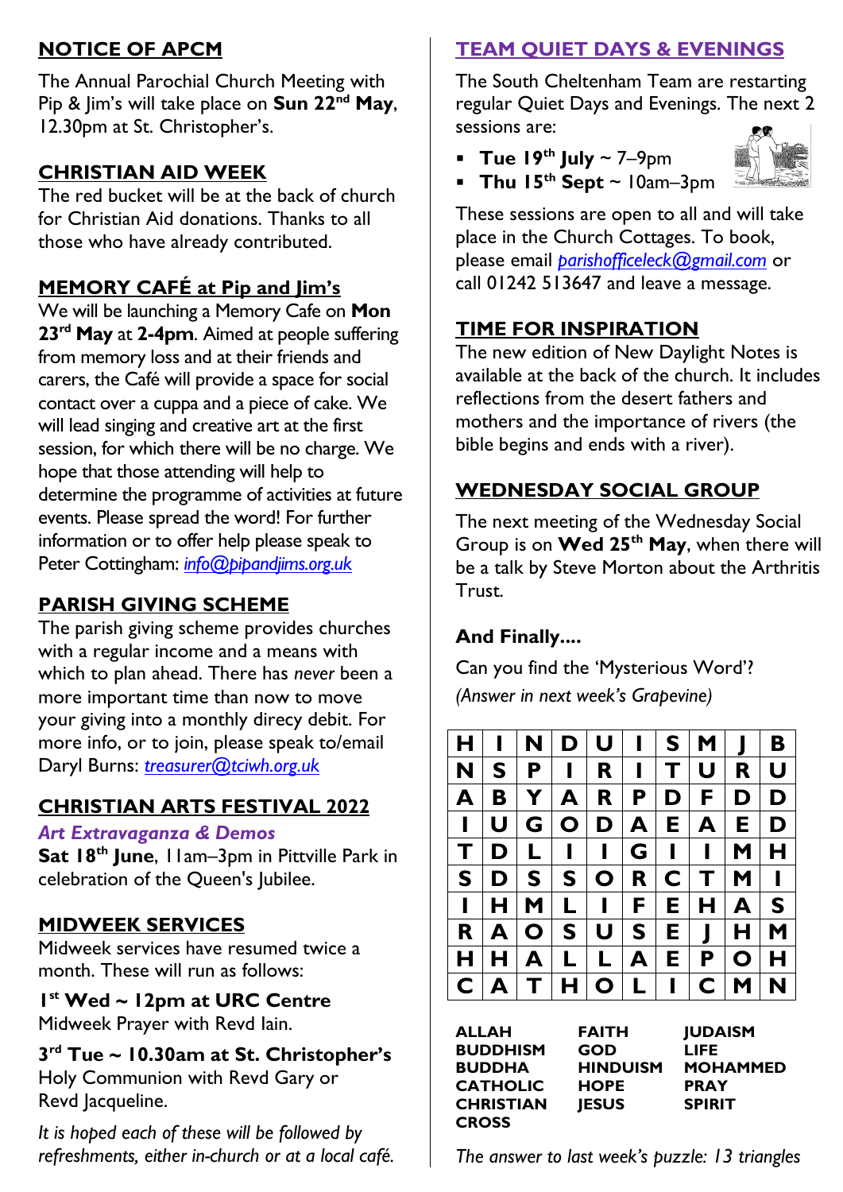## NOTICE OF APCM

The Annual Parochial Church Meeting with Pip & Jim's will take place on **Sun 22nd May**, 12.30pm at St. Christopher's.

## CHRISTIAN AID WEEK

The red bucket will be at the back of church for Christian Aid donations. Thanks to all those who have already contributed.

## MEMORY CAFÉ at Pip and Jim's

We will be launching a Memory Cafe on **Mon 23rd May** at **2-4pm**. Aimed at people suffering from memory loss and at their friends and carers, the Café will provide a space for social contact over a cuppa and a piece of cake. We will lead singing and creative art at the first session, for which there will be no charge. We hope that those attending will help to determine the programme of activities at future events. Please spread the word! For further information or to offer help please speak to Peter Cottingham: *info@pipandjims.org.uk*

## PARISH GIVING SCHEME

The parish giving scheme provides churches with a regular income and a means with which to plan ahead. There has *never* been a more important time than now to move your giving into a monthly direcy debit. For more info, or to join, please speak to/email Daryl Burns: *treasurer@tciwh.org.uk*

## CHRISTIAN ARTS FESTIVAL 2022

***Art Extravaganza & Demos***

**Sat 18th June**, 11am–3pm in Pittville Park in celebration of the Queen's Jubilee.

## MIDWEEK SERVICES

Midweek services have resumed twice a month. These will run as follows:

**1st Wed ~ 12pm at URC Centre**
Midweek Prayer with Revd Iain.

**3rd Tue ~ 10.30am at St. Christopher's**
Holy Communion with Revd Gary or Revd Jacqueline.

*It is hoped each of these will be followed by refreshments, either in-church or at a local café.*

## TEAM QUIET DAYS & EVENINGS

The South Cheltenham Team are restarting regular Quiet Days and Evenings. The next 2 sessions are:

- **Tue 19th July** ~ 7–9pm
- **Thu 15th Sept** ~ 10am–3pm

These sessions are open to all and will take place in the Church Cottages. To book, please email *parishofficeleck@gmail.com* or call 01242 513647 and leave a message.

## TIME FOR INSPIRATION

The new edition of New Daylight Notes is available at the back of the church. It includes reflections from the desert fathers and mothers and the importance of rivers (the bible begins and ends with a river).

## WEDNESDAY SOCIAL GROUP

The next meeting of the Wednesday Social Group is on **Wed 25th May**, when there will be a talk by Steve Morton about the Arthritis Trust.

### And Finally....

Can you find the 'Mysterious Word'?

*(Answer in next week's Grapevine)*

| | | | | | | | | | |
|---|---|---|---|---|---|---|---|---|---|
| H | I | N | D | U | I | S | M | J | B |
| N | S | P | I | R | I | T | U | R | U |
| A | B | Y | A | R | P | D | F | D | D |
| I | U | G | O | D | A | E | A | E | D |
| T | D | L | I | I | G | I | I | M | H |
| S | D | S | S | O | R | C | T | M | I |
| I | H | M | L | I | F | E | H | A | S |
| R | A | O | S | U | S | E | J | H | M |
| H | H | A | L | L | A | E | P | O | H |
| C | A | T | H | O | L | I | C | M | N |

| | | |
|---|---|---|
| ALLAH | FAITH | JUDAISM |
| BUDDHISM | GOD | LIFE |
| BUDDHA | HINDUISM | MOHAMMED |
| CATHOLIC | HOPE | PRAY |
| CHRISTIAN | JESUS | SPIRIT |
| CROSS | | |

*The answer to last week's puzzle: 13 triangles*